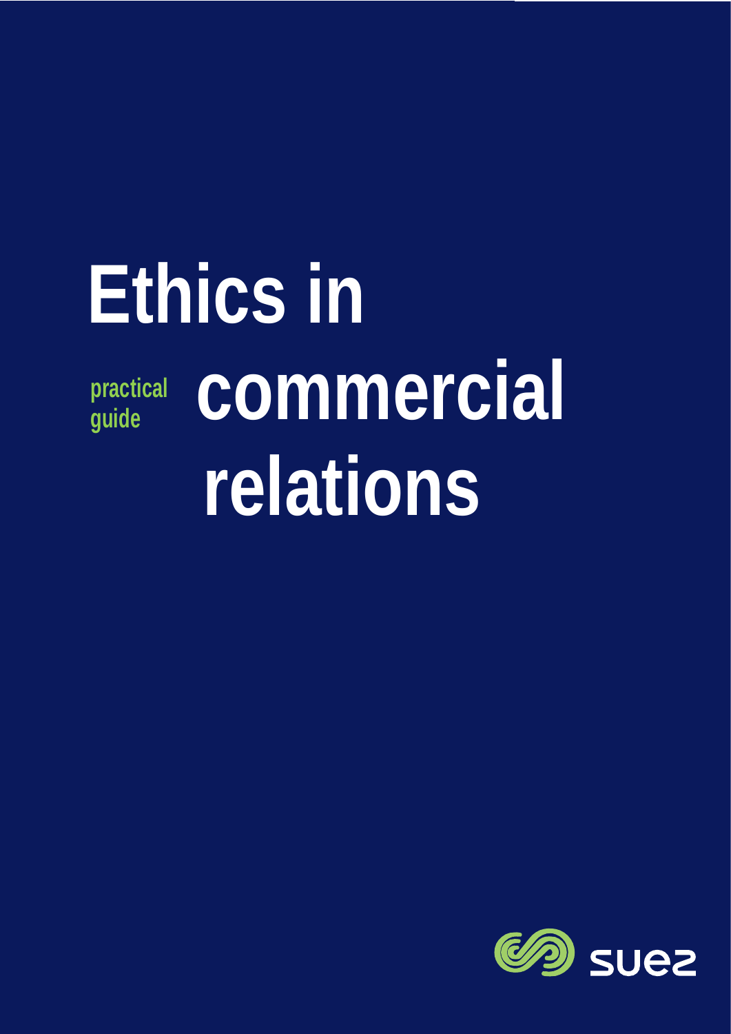# Ethics in commercial relations

practical guide

suez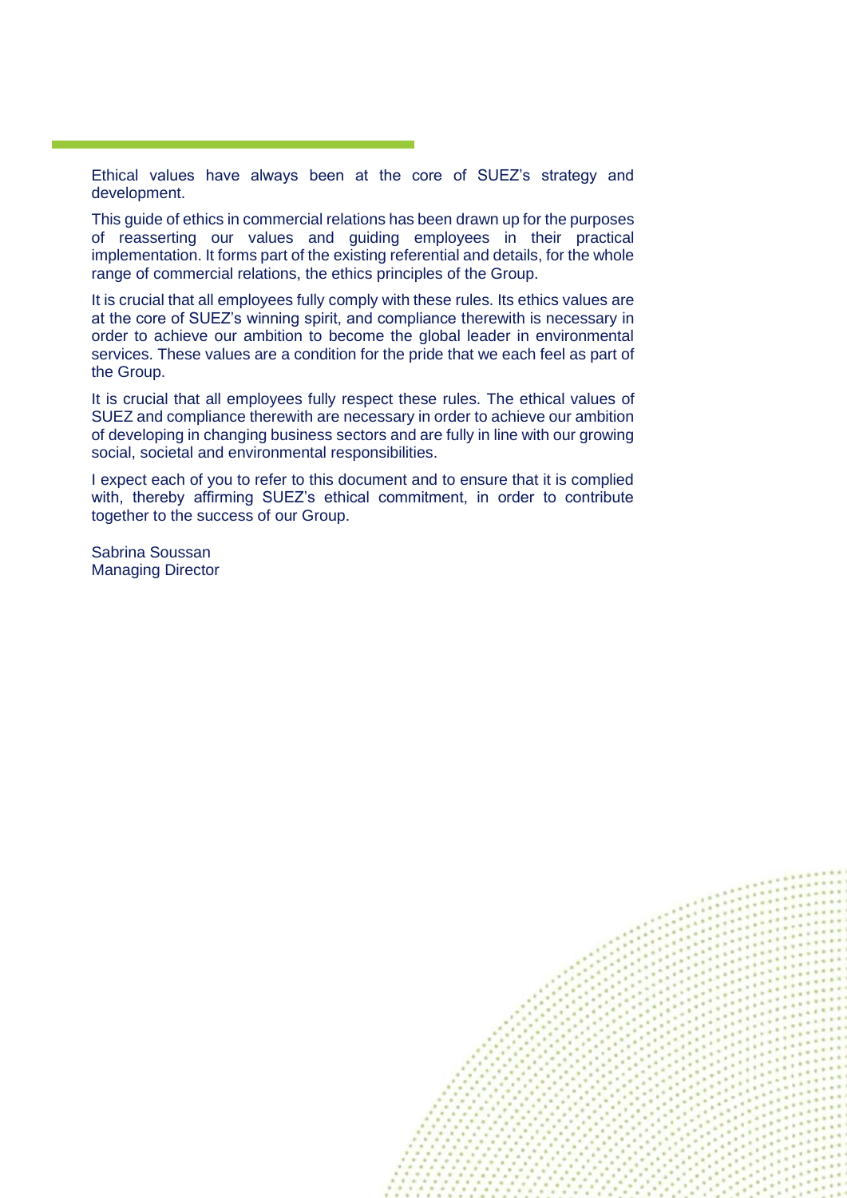Ethical values have always been at the core of SUEZ's strategy and development.

This guide of ethics in commercial relations has been drawn up for the purposes of reasserting our values and guiding employees in their practical implementation. It forms part of the existing referential and details, for the whole range of commercial relations, the ethics principles of the Group.

It is crucial that all employees fully comply with these rules. Its ethics values are at the core of SUEZ's winning spirit, and compliance therewith is necessary in order to achieve our ambition to become the global leader in environmental services. These values are a condition for the pride that we each feel as part of the Group.

It is crucial that all employees fully respect these rules. The ethical values of SUEZ and compliance therewith are necessary in order to achieve our ambition of developing in changing business sectors and are fully in line with our growing social, societal and environmental responsibilities.

I expect each of you to refer to this document and to ensure that it is complied with, thereby affirming SUEZ's ethical commitment, in order to contribute together to the success of our Group.

Sabrina Soussan
Managing Director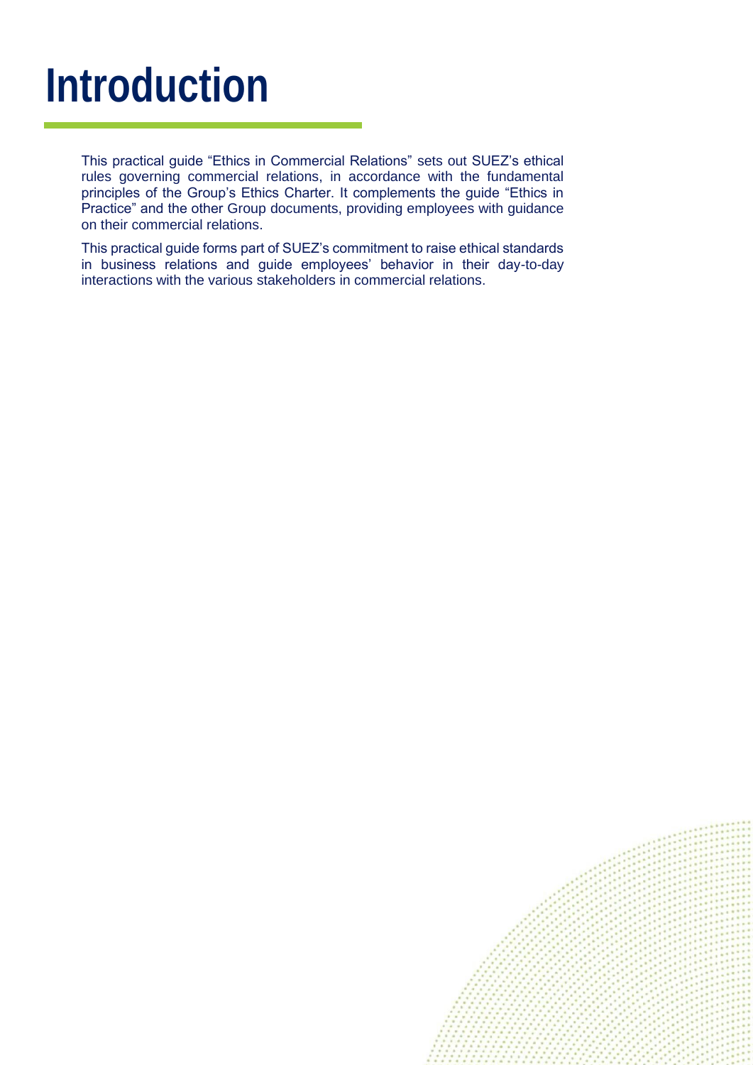# Introduction

This practical guide “Ethics in Commercial Relations” sets out SUEZ’s ethical rules governing commercial relations, in accordance with the fundamental principles of the Group’s Ethics Charter. It complements the guide “Ethics in Practice” and the other Group documents, providing employees with guidance on their commercial relations.

This practical guide forms part of SUEZ’s commitment to raise ethical standards in business relations and guide employees’ behavior in their day-to-day interactions with the various stakeholders in commercial relations.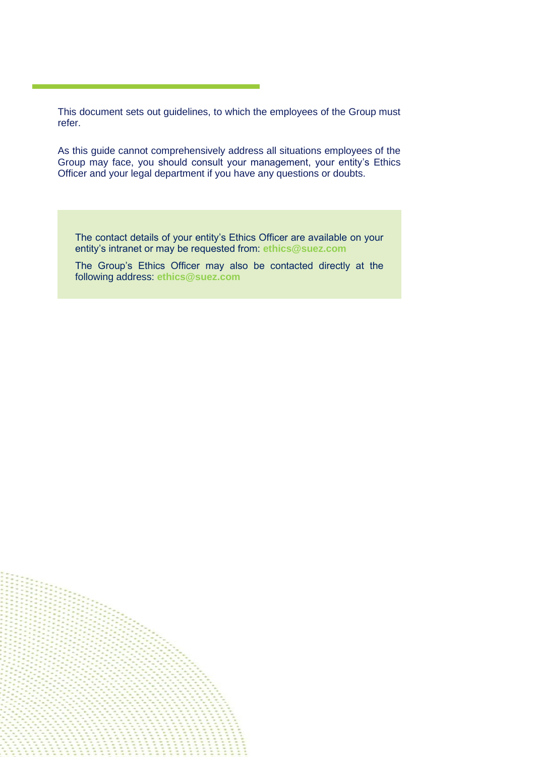This document sets out guidelines, to which the employees of the Group must refer.

As this guide cannot comprehensively address all situations employees of the Group may face, you should consult your management, your entity's Ethics Officer and your legal department if you have any questions or doubts.

> The contact details of your entity's Ethics Officer are available on your entity's intranet or may be requested from: **ethics@suez.com**
>
> The Group's Ethics Officer may also be contacted directly at the following address: **ethics@suez.com**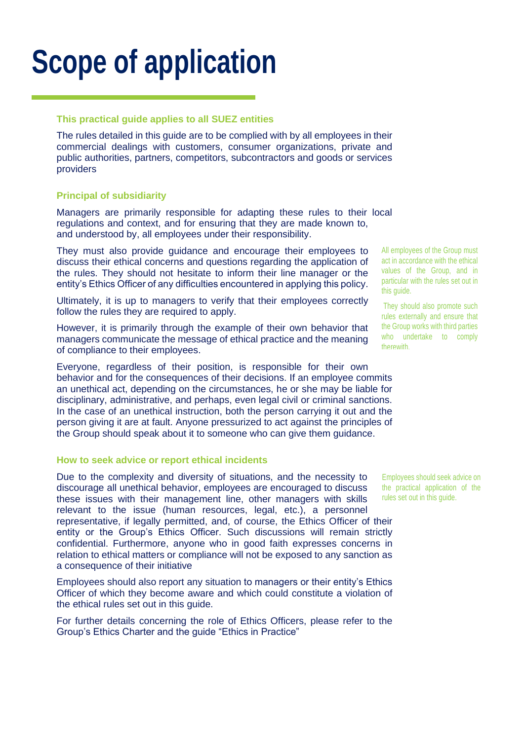# Scope of application

### This practical guide applies to all SUEZ entities

The rules detailed in this guide are to be complied with by all employees in their commercial dealings with customers, consumer organizations, private and public authorities, partners, competitors, subcontractors and goods or services providers

### Principal of subsidiarity

Managers are primarily responsible for adapting these rules to their local regulations and context, and for ensuring that they are made known to, and understood by, all employees under their responsibility.

They must also provide guidance and encourage their employees to discuss their ethical concerns and questions regarding the application of the rules. They should not hesitate to inform their line manager or the entity's Ethics Officer of any difficulties encountered in applying this policy.

Ultimately, it is up to managers to verify that their employees correctly follow the rules they are required to apply.

However, it is primarily through the example of their own behavior that managers communicate the message of ethical practice and the meaning of compliance to their employees.

All employees of the Group must act in accordance with the ethical values of the Group, and in particular with the rules set out in this guide.

They should also promote such rules externally and ensure that the Group works with third parties who undertake to comply therewith.

Everyone, regardless of their position, is responsible for their own behavior and for the consequences of their decisions. If an employee commits an unethical act, depending on the circumstances, he or she may be liable for disciplinary, administrative, and perhaps, even legal civil or criminal sanctions. In the case of an unethical instruction, both the person carrying it out and the person giving it are at fault. Anyone pressurized to act against the principles of the Group should speak about it to someone who can give them guidance.

### How to seek advice or report ethical incidents

Due to the complexity and diversity of situations, and the necessity to discourage all unethical behavior, employees are encouraged to discuss these issues with their management line, other managers with skills relevant to the issue (human resources, legal, etc.), a personnel representative, if legally permitted, and, of course, the Ethics Officer of their entity or the Group's Ethics Officer. Such discussions will remain strictly confidential. Furthermore, anyone who in good faith expresses concerns in relation to ethical matters or compliance will not be exposed to any sanction as a consequence of their initiative

Employees should seek advice on the practical application of the rules set out in this guide.

Employees should also report any situation to managers or their entity's Ethics Officer of which they become aware and which could constitute a violation of the ethical rules set out in this guide.

For further details concerning the role of Ethics Officers, please refer to the Group's Ethics Charter and the guide "Ethics in Practice"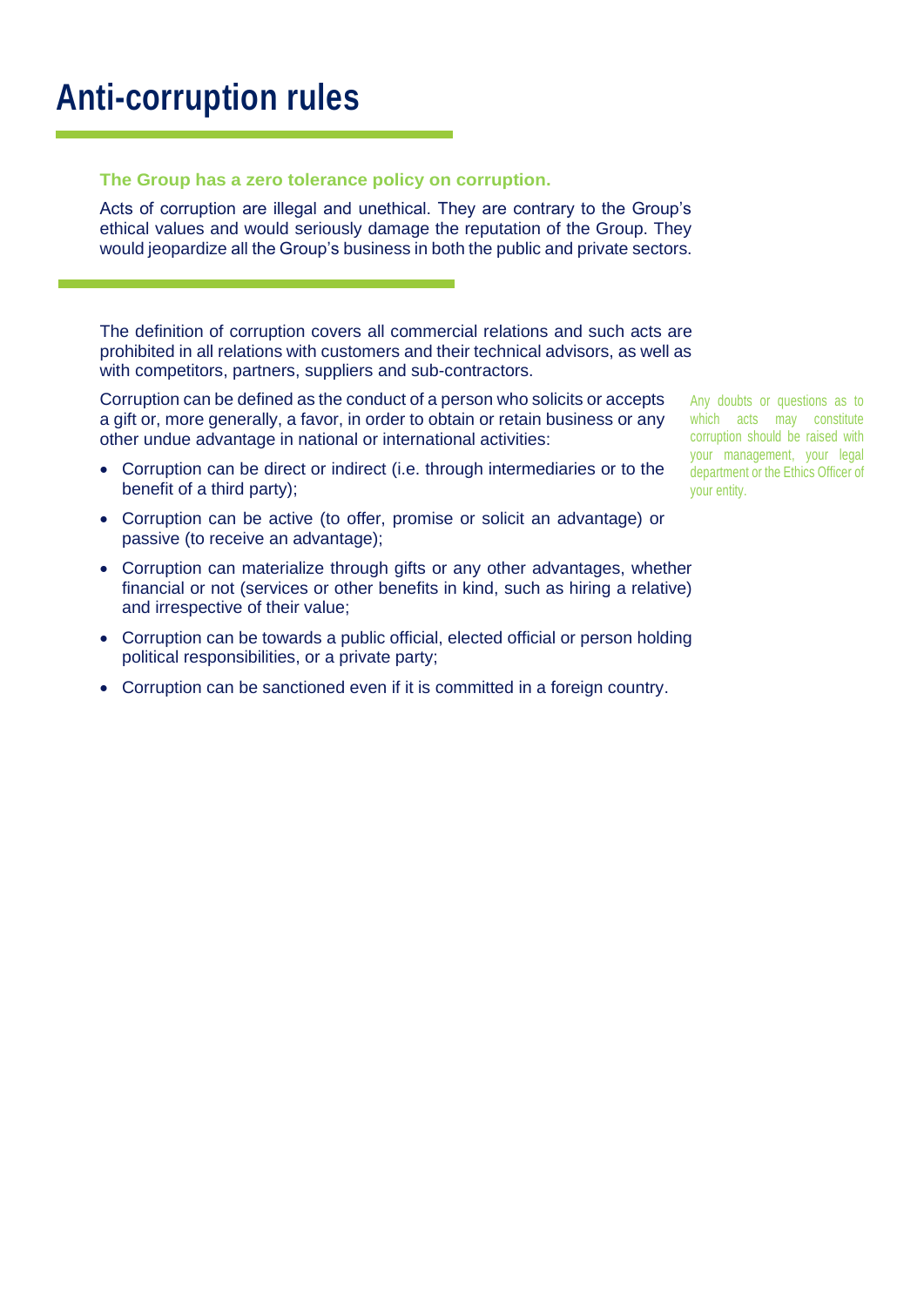# Anti-corruption rules

**The Group has a zero tolerance policy on corruption.**

Acts of corruption are illegal and unethical. They are contrary to the Group's ethical values and would seriously damage the reputation of the Group. They would jeopardize all the Group's business in both the public and private sectors.

The definition of corruption covers all commercial relations and such acts are prohibited in all relations with customers and their technical advisors, as well as with competitors, partners, suppliers and sub-contractors.

Corruption can be defined as the conduct of a person who solicits or accepts a gift or, more generally, a favor, in order to obtain or retain business or any other undue advantage in national or international activities:

- Corruption can be direct or indirect (i.e. through intermediaries or to the benefit of a third party);
- Corruption can be active (to offer, promise or solicit an advantage) or passive (to receive an advantage);
- Corruption can materialize through gifts or any other advantages, whether financial or not (services or other benefits in kind, such as hiring a relative) and irrespective of their value;
- Corruption can be towards a public official, elected official or person holding political responsibilities, or a private party;
- Corruption can be sanctioned even if it is committed in a foreign country.

Any doubts or questions as to which acts may constitute corruption should be raised with your management, your legal department or the Ethics Officer of your entity.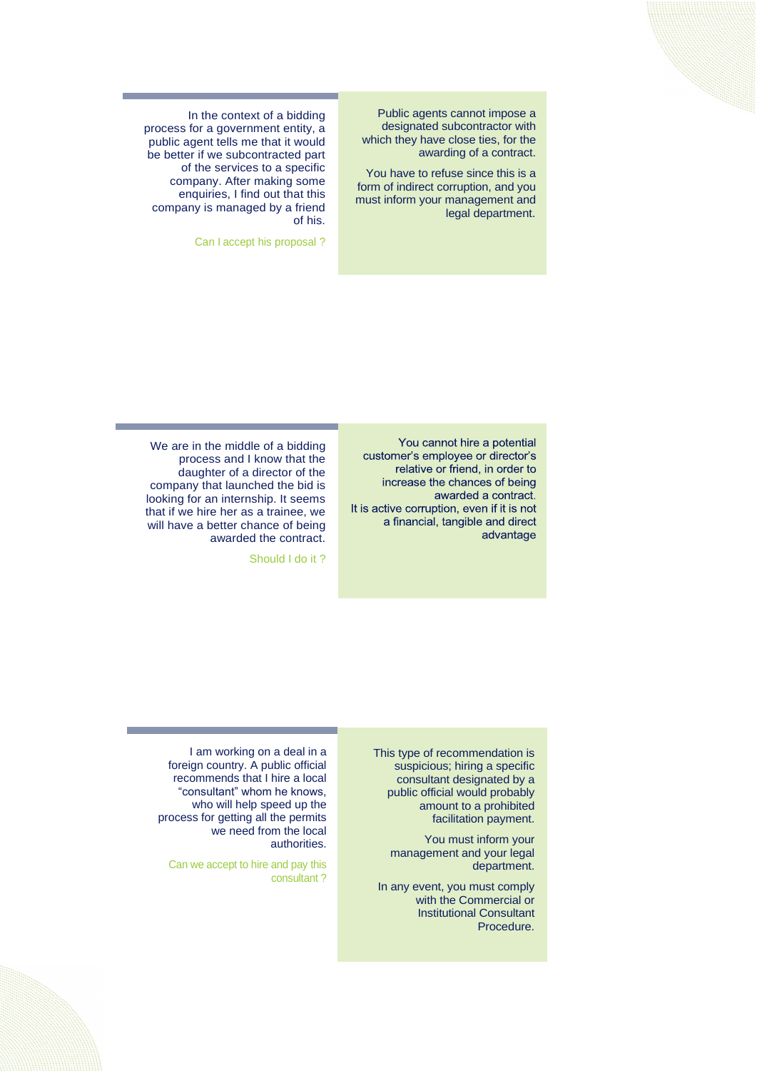In the context of a bidding process for a government entity, a public agent tells me that it would be better if we subcontracted part of the services to a specific company. After making some enquiries, I find out that this company is managed by a friend of his.

Can I accept his proposal ?

Public agents cannot impose a designated subcontractor with which they have close ties, for the awarding of a contract.

You have to refuse since this is a form of indirect corruption, and you must inform your management and legal department.

We are in the middle of a bidding process and I know that the daughter of a director of the company that launched the bid is looking for an internship. It seems that if we hire her as a trainee, we will have a better chance of being awarded the contract.

Should I do it ?

You cannot hire a potential customer's employee or director's relative or friend, in order to increase the chances of being awarded a contract.
It is active corruption, even if it is not a financial, tangible and direct advantage

I am working on a deal in a foreign country. A public official recommends that I hire a local "consultant" whom he knows, who will help speed up the process for getting all the permits we need from the local authorities.

Can we accept to hire and pay this consultant ?

This type of recommendation is suspicious; hiring a specific consultant designated by a public official would probably amount to a prohibited facilitation payment.

You must inform your management and your legal department.

In any event, you must comply with the Commercial or Institutional Consultant Procedure.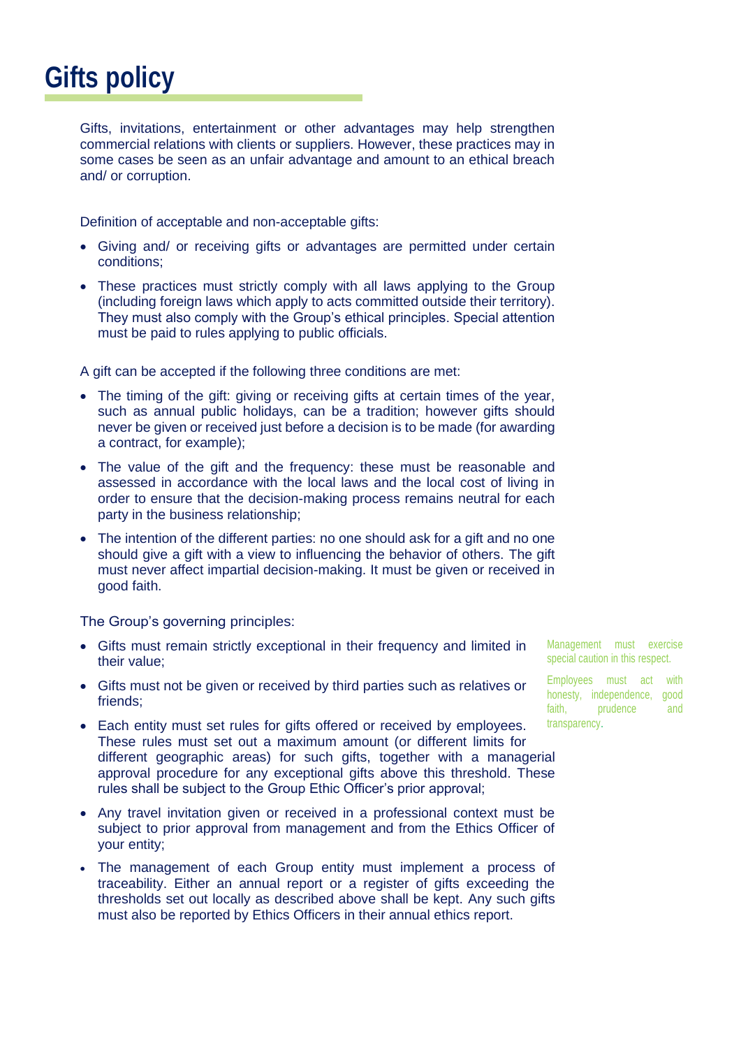# Gifts policy

Gifts, invitations, entertainment or other advantages may help strengthen commercial relations with clients or suppliers. However, these practices may in some cases be seen as an unfair advantage and amount to an ethical breach and/ or corruption.

Definition of acceptable and non-acceptable gifts:

- Giving and/ or receiving gifts or advantages are permitted under certain conditions;
- These practices must strictly comply with all laws applying to the Group (including foreign laws which apply to acts committed outside their territory). They must also comply with the Group's ethical principles. Special attention must be paid to rules applying to public officials.

A gift can be accepted if the following three conditions are met:

- The timing of the gift: giving or receiving gifts at certain times of the year, such as annual public holidays, can be a tradition; however gifts should never be given or received just before a decision is to be made (for awarding a contract, for example);
- The value of the gift and the frequency: these must be reasonable and assessed in accordance with the local laws and the local cost of living in order to ensure that the decision-making process remains neutral for each party in the business relationship;
- The intention of the different parties: no one should ask for a gift and no one should give a gift with a view to influencing the behavior of others. The gift must never affect impartial decision-making. It must be given or received in good faith.

The Group's governing principles:

- Gifts must remain strictly exceptional in their frequency and limited in their value;
- Gifts must not be given or received by third parties such as relatives or friends;
- Each entity must set rules for gifts offered or received by employees. These rules must set out a maximum amount (or different limits for different geographic areas) for such gifts, together with a managerial approval procedure for any exceptional gifts above this threshold. These rules shall be subject to the Group Ethic Officer's prior approval;
- Any travel invitation given or received in a professional context must be subject to prior approval from management and from the Ethics Officer of your entity;
- The management of each Group entity must implement a process of traceability. Either an annual report or a register of gifts exceeding the thresholds set out locally as described above shall be kept. Any such gifts must also be reported by Ethics Officers in their annual ethics report.

Management must exercise special caution in this respect.

Employees must act with honesty, independence, good faith, prudence and transparency.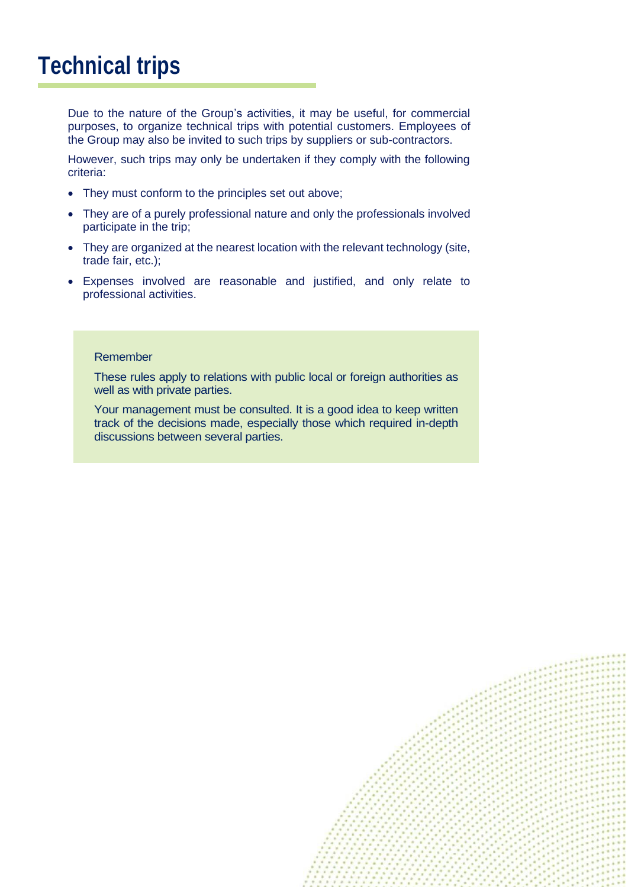# Technical trips

Due to the nature of the Group's activities, it may be useful, for commercial purposes, to organize technical trips with potential customers. Employees of the Group may also be invited to such trips by suppliers or sub-contractors.

However, such trips may only be undertaken if they comply with the following criteria:

- They must conform to the principles set out above;
- They are of a purely professional nature and only the professionals involved participate in the trip;
- They are organized at the nearest location with the relevant technology (site, trade fair, etc.);
- Expenses involved are reasonable and justified, and only relate to professional activities.

Remember

These rules apply to relations with public local or foreign authorities as well as with private parties.

Your management must be consulted. It is a good idea to keep written track of the decisions made, especially those which required in-depth discussions between several parties.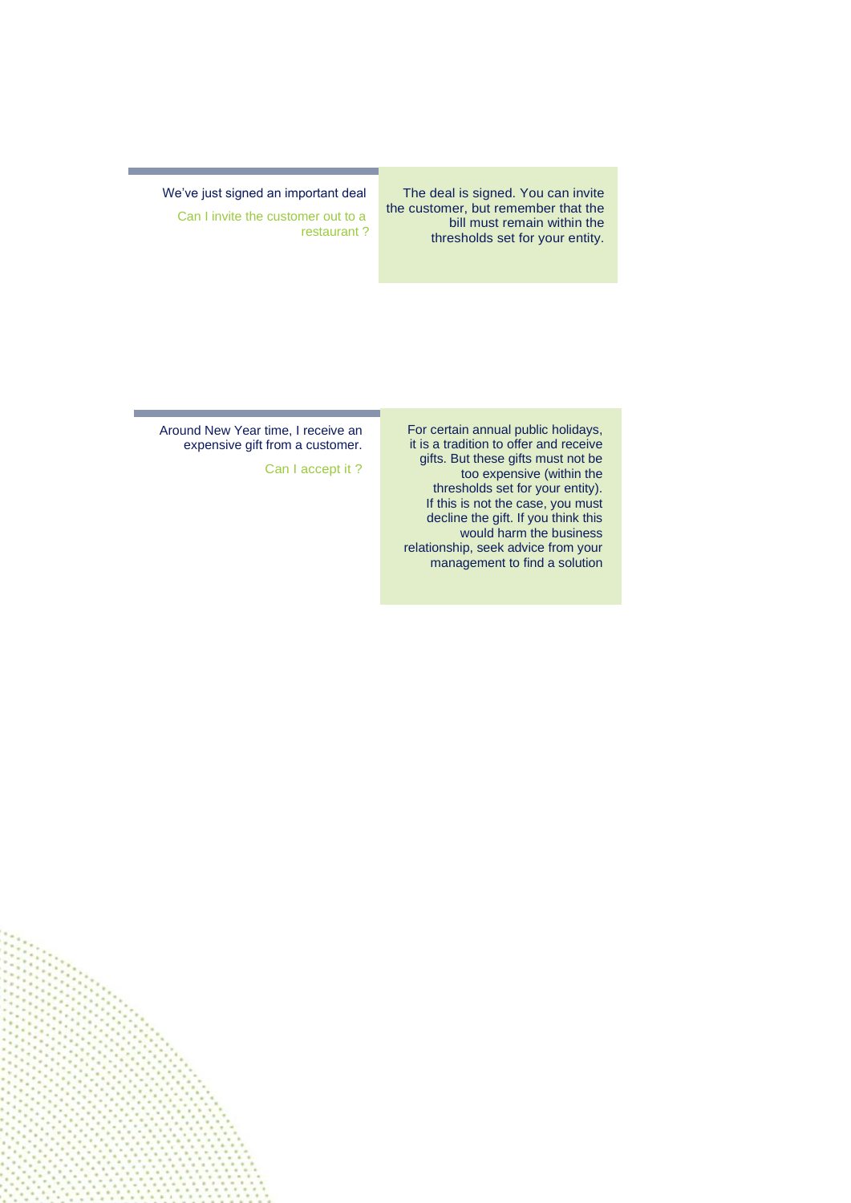We've just signed an important deal

Can I invite the customer out to a restaurant ?

The deal is signed. You can invite the customer, but remember that the bill must remain within the thresholds set for your entity.

Around New Year time, I receive an expensive gift from a customer.

Can I accept it ?

For certain annual public holidays, it is a tradition to offer and receive gifts. But these gifts must not be too expensive (within the thresholds set for your entity). If this is not the case, you must decline the gift. If you think this would harm the business relationship, seek advice from your management to find a solution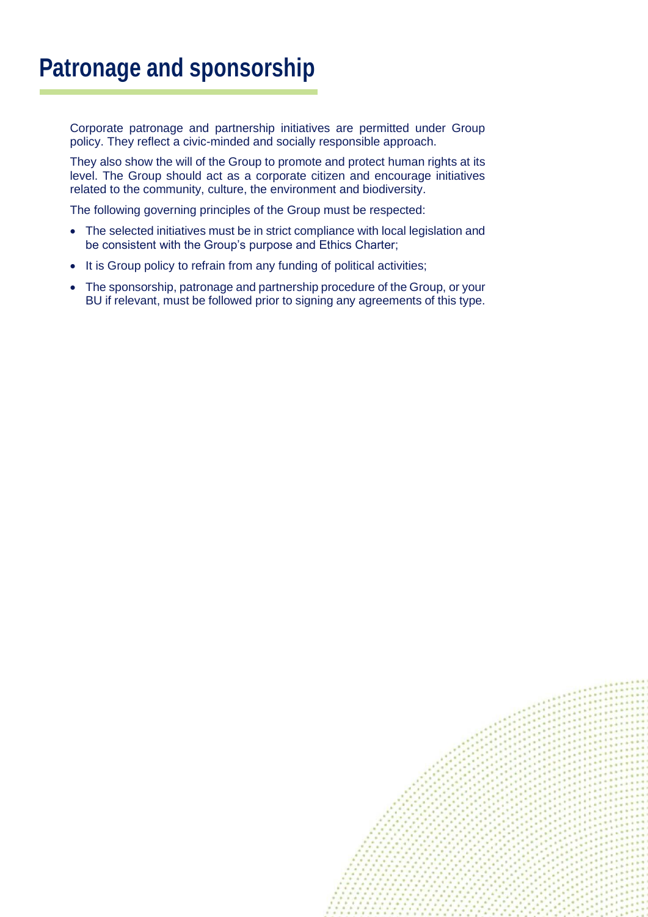# Patronage and sponsorship

Corporate patronage and partnership initiatives are permitted under Group policy. They reflect a civic-minded and socially responsible approach.

They also show the will of the Group to promote and protect human rights at its level. The Group should act as a corporate citizen and encourage initiatives related to the community, culture, the environment and biodiversity.

The following governing principles of the Group must be respected:

- The selected initiatives must be in strict compliance with local legislation and be consistent with the Group's purpose and Ethics Charter;
- It is Group policy to refrain from any funding of political activities;
- The sponsorship, patronage and partnership procedure of the Group, or your BU if relevant, must be followed prior to signing any agreements of this type.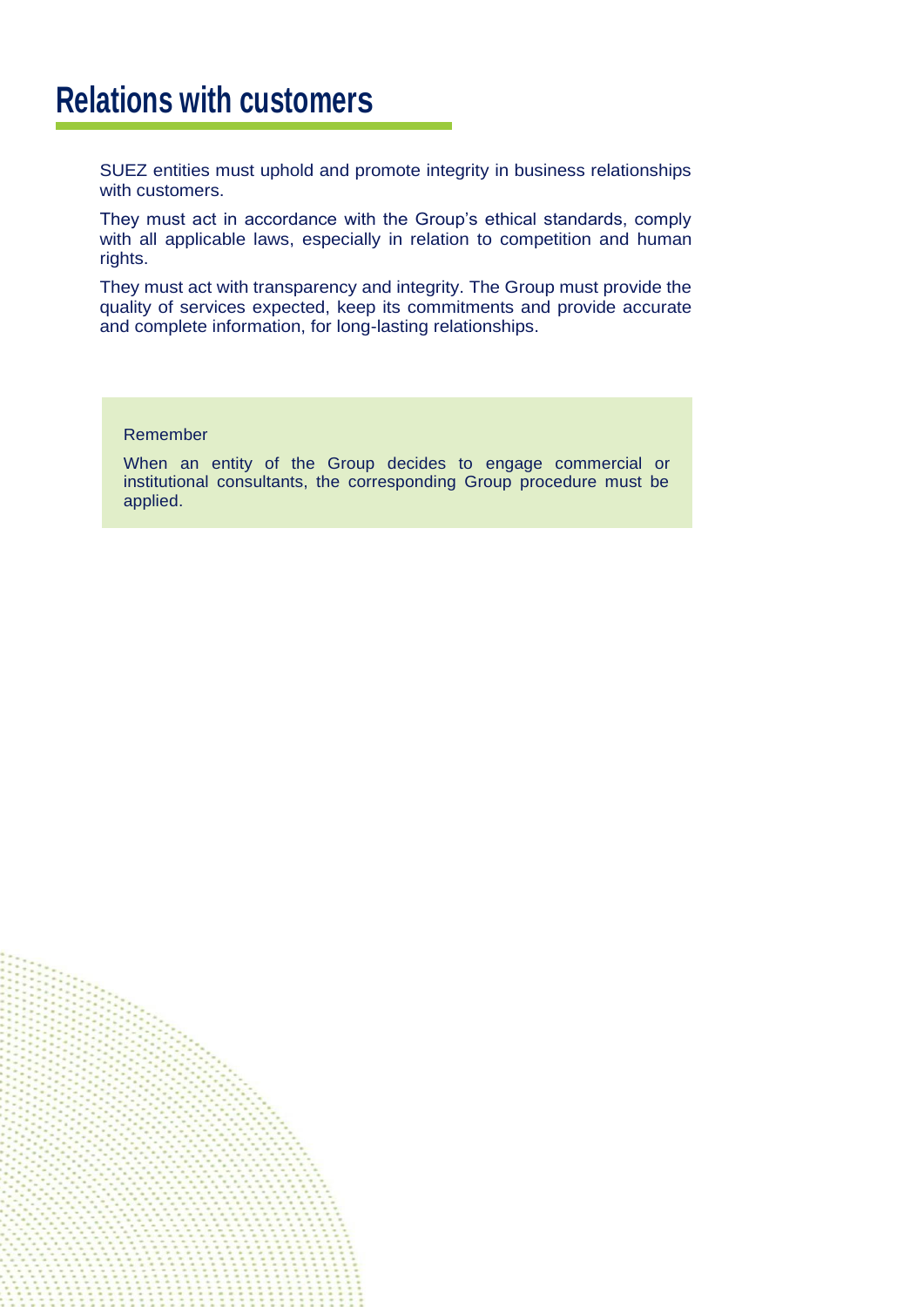# Relations with customers

SUEZ entities must uphold and promote integrity in business relationships with customers.

They must act in accordance with the Group's ethical standards, comply with all applicable laws, especially in relation to competition and human rights.

They must act with transparency and integrity. The Group must provide the quality of services expected, keep its commitments and provide accurate and complete information, for long-lasting relationships.

> Remember
>
> When an entity of the Group decides to engage commercial or institutional consultants, the corresponding Group procedure must be applied.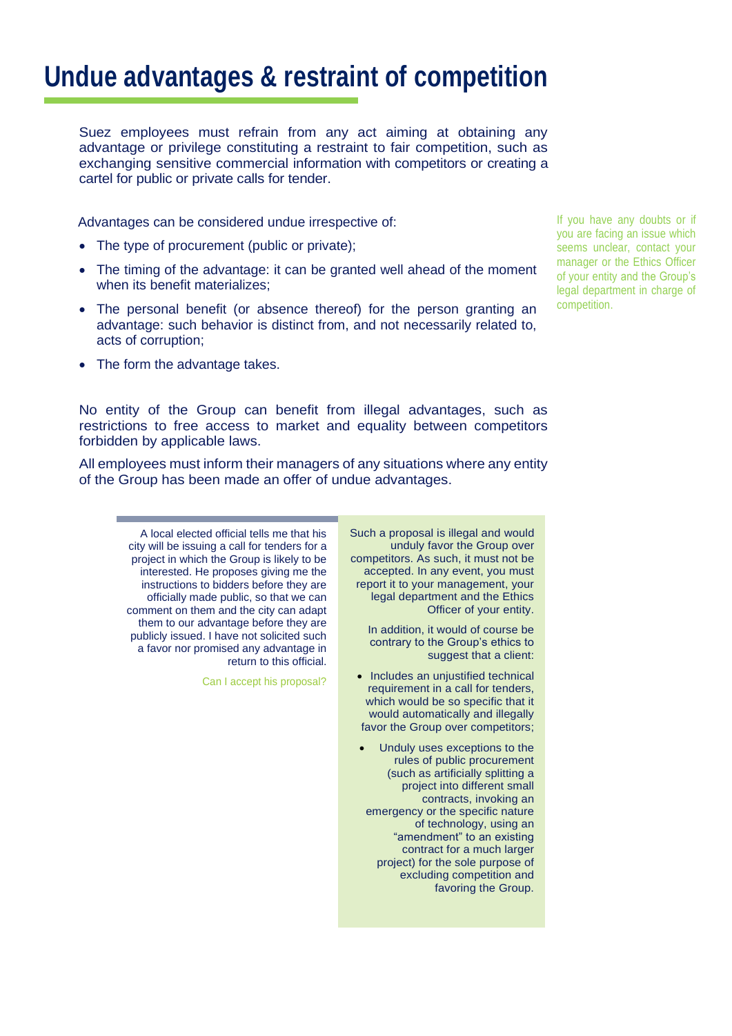# Undue advantages & restraint of competition

Suez employees must refrain from any act aiming at obtaining any advantage or privilege constituting a restraint to fair competition, such as exchanging sensitive commercial information with competitors or creating a cartel for public or private calls for tender.

Advantages can be considered undue irrespective of:

- The type of procurement (public or private);
- The timing of the advantage: it can be granted well ahead of the moment when its benefit materializes;
- The personal benefit (or absence thereof) for the person granting an advantage: such behavior is distinct from, and not necessarily related to, acts of corruption;
- The form the advantage takes.

If you have any doubts or if you are facing an issue which seems unclear, contact your manager or the Ethics Officer of your entity and the Group's legal department in charge of competition.

No entity of the Group can benefit from illegal advantages, such as restrictions to free access to market and equality between competitors forbidden by applicable laws.

All employees must inform their managers of any situations where any entity of the Group has been made an offer of undue advantages.

A local elected official tells me that his city will be issuing a call for tenders for a project in which the Group is likely to be interested. He proposes giving me the instructions to bidders before they are officially made public, so that we can comment on them and the city can adapt them to our advantage before they are publicly issued. I have not solicited such a favor nor promised any advantage in return to this official.

Can I accept his proposal?

Such a proposal is illegal and would unduly favor the Group over competitors. As such, it must not be accepted. In any event, you must report it to your management, your legal department and the Ethics Officer of your entity.

In addition, it would of course be contrary to the Group's ethics to suggest that a client:

- Includes an unjustified technical requirement in a call for tenders, which would be so specific that it would automatically and illegally favor the Group over competitors;
- Unduly uses exceptions to the rules of public procurement (such as artificially splitting a project into different small contracts, invoking an emergency or the specific nature of technology, using an "amendment" to an existing contract for a much larger project) for the sole purpose of excluding competition and favoring the Group.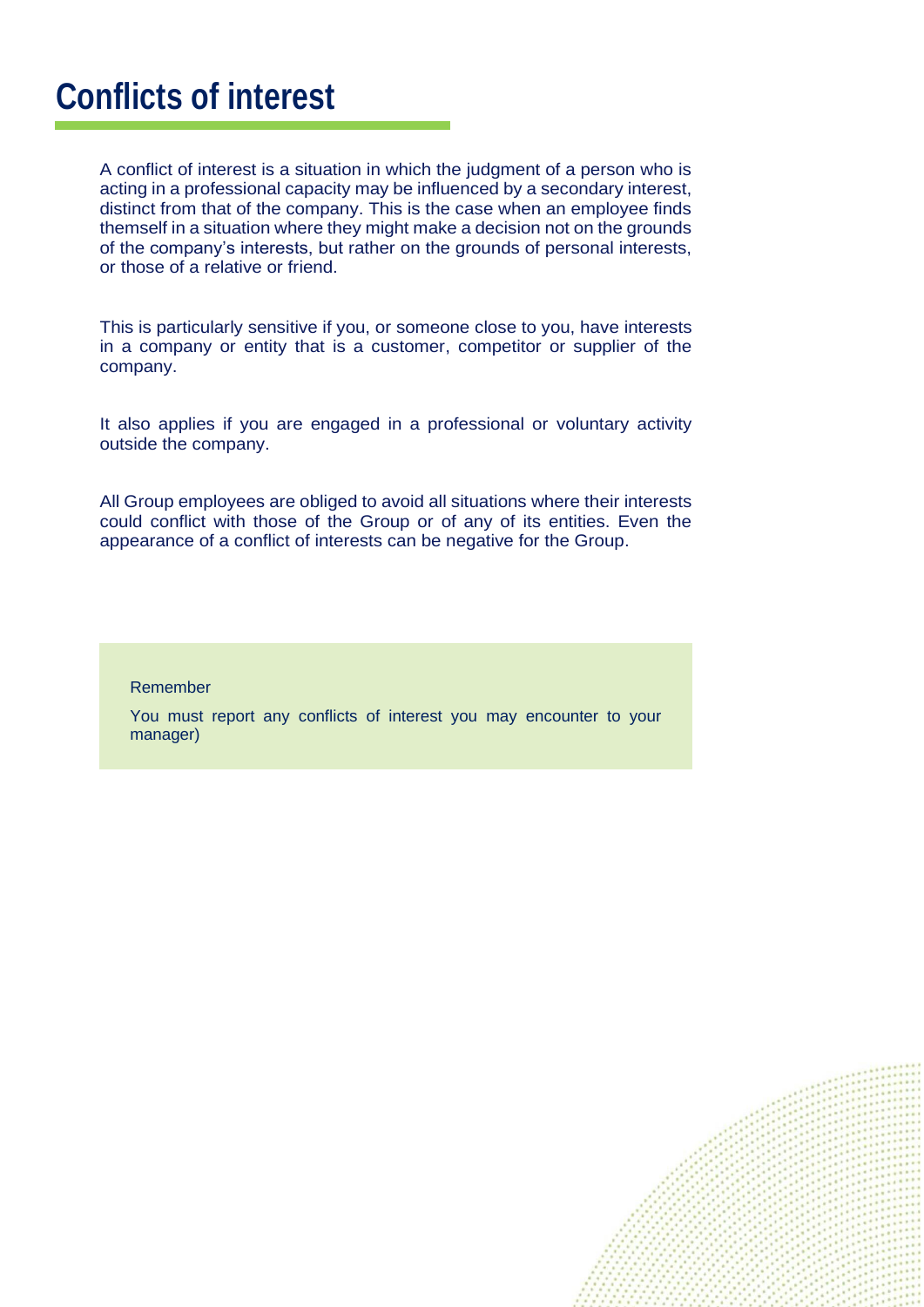# Conflicts of interest

A conflict of interest is a situation in which the judgment of a person who is acting in a professional capacity may be influenced by a secondary interest, distinct from that of the company. This is the case when an employee finds themself in a situation where they might make a decision not on the grounds of the company's interests, but rather on the grounds of personal interests, or those of a relative or friend.

This is particularly sensitive if you, or someone close to you, have interests in a company or entity that is a customer, competitor or supplier of the company.

It also applies if you are engaged in a professional or voluntary activity outside the company.

All Group employees are obliged to avoid all situations where their interests could conflict with those of the Group or of any of its entities. Even the appearance of a conflict of interests can be negative for the Group.

> Remember
>
> You must report any conflicts of interest you may encounter to your manager)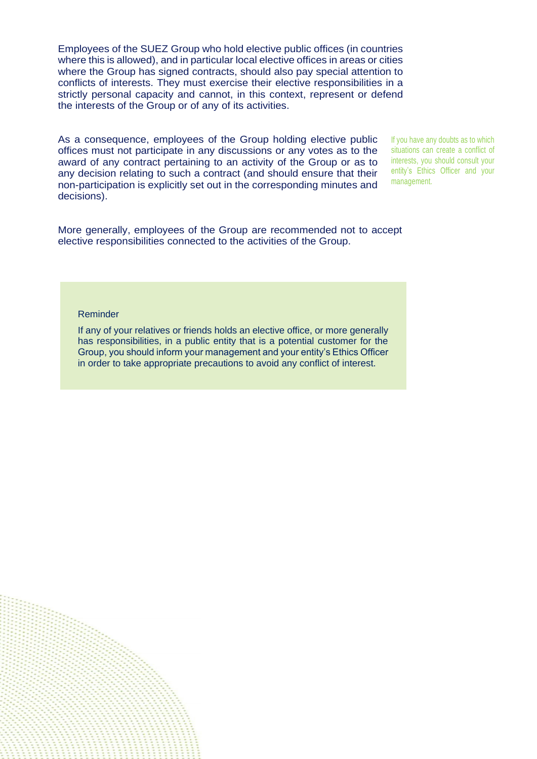Employees of the SUEZ Group who hold elective public offices (in countries where this is allowed), and in particular local elective offices in areas or cities where the Group has signed contracts, should also pay special attention to conflicts of interests. They must exercise their elective responsibilities in a strictly personal capacity and cannot, in this context, represent or defend the interests of the Group or of any of its activities.

As a consequence, employees of the Group holding elective public offices must not participate in any discussions or any votes as to the award of any contract pertaining to an activity of the Group or as to any decision relating to such a contract (and should ensure that their non-participation is explicitly set out in the corresponding minutes and decisions).

If you have any doubts as to which situations can create a conflict of interests, you should consult your entity's Ethics Officer and your management.

More generally, employees of the Group are recommended not to accept elective responsibilities connected to the activities of the Group.

Reminder

If any of your relatives or friends holds an elective office, or more generally has responsibilities, in a public entity that is a potential customer for the Group, you should inform your management and your entity's Ethics Officer in order to take appropriate precautions to avoid any conflict of interest.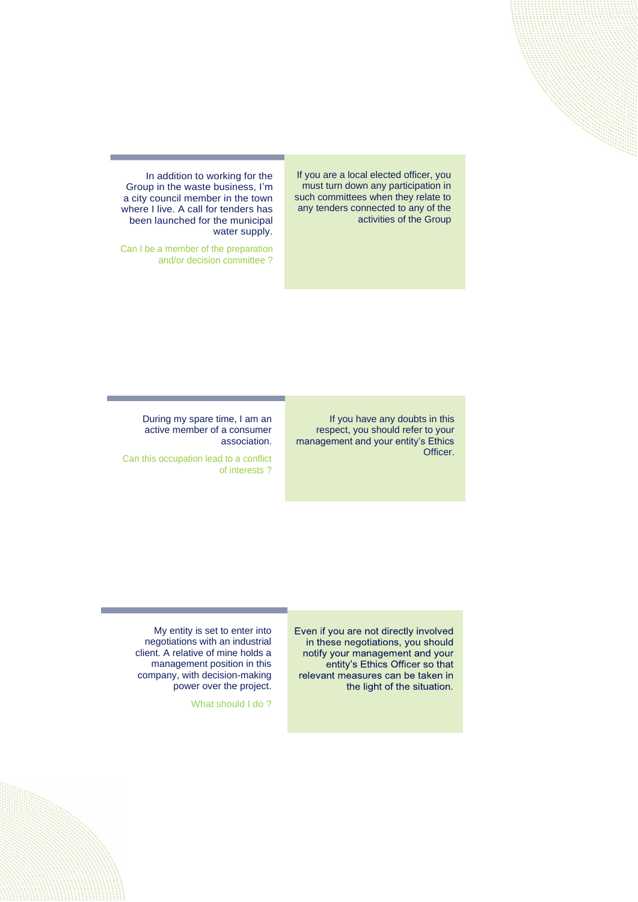In addition to working for the Group in the waste business, I'm a city council member in the town where I live. A call for tenders has been launched for the municipal water supply.

Can I be a member of the preparation and/or decision committee ?

If you are a local elected officer, you must turn down any participation in such committees when they relate to any tenders connected to any of the activities of the Group

During my spare time, I am an active member of a consumer association.

Can this occupation lead to a conflict of interests ?

If you have any doubts in this respect, you should refer to your management and your entity's Ethics Officer.

My entity is set to enter into negotiations with an industrial client. A relative of mine holds a management position in this company, with decision-making power over the project.

What should I do ?

Even if you are not directly involved in these negotiations, you should notify your management and your entity's Ethics Officer so that relevant measures can be taken in the light of the situation.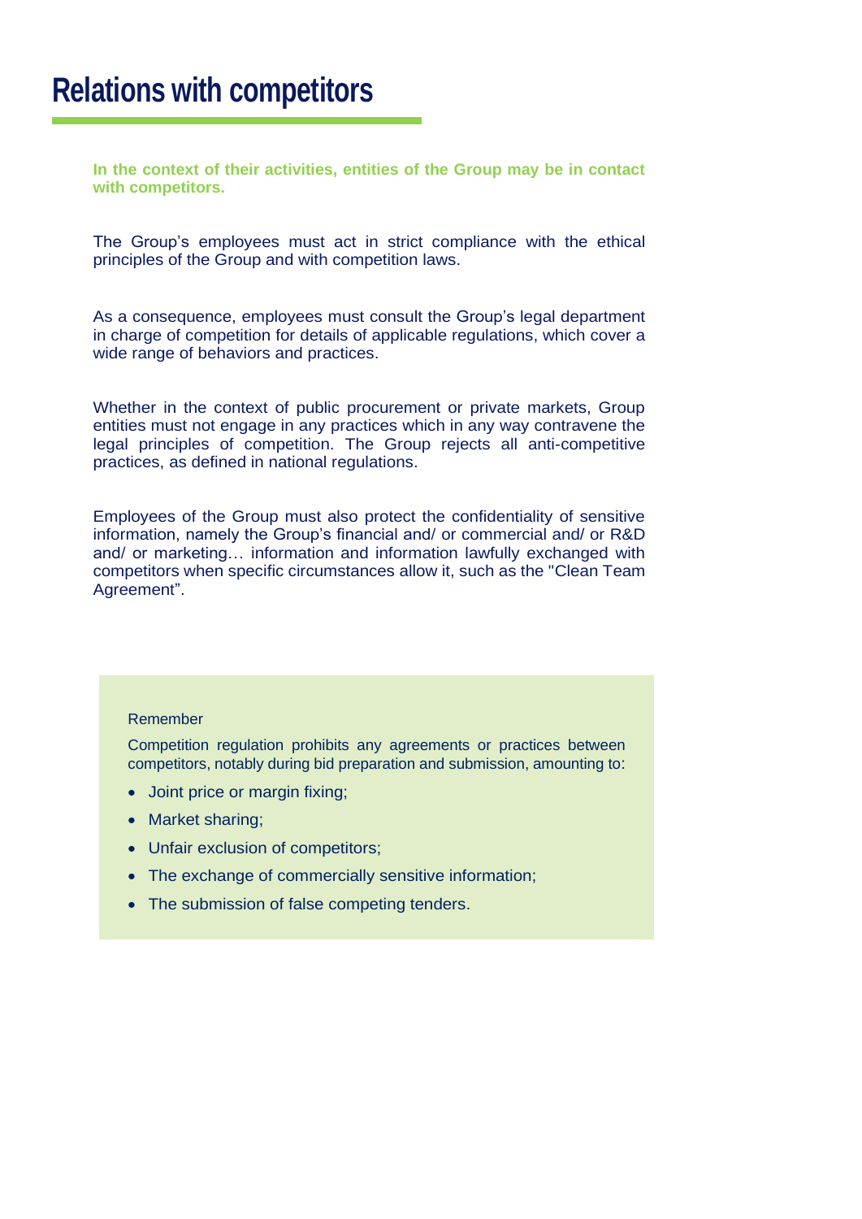# Relations with competitors

**In the context of their activities, entities of the Group may be in contact with competitors.**

The Group's employees must act in strict compliance with the ethical principles of the Group and with competition laws.

As a consequence, employees must consult the Group's legal department in charge of competition for details of applicable regulations, which cover a wide range of behaviors and practices.

Whether in the context of public procurement or private markets, Group entities must not engage in any practices which in any way contravene the legal principles of competition. The Group rejects all anti-competitive practices, as defined in national regulations.

Employees of the Group must also protect the confidentiality of sensitive information, namely the Group's financial and/ or commercial and/ or R&D and/ or marketing… information and information lawfully exchanged with competitors when specific circumstances allow it, such as the "Clean Team Agreement".

Remember

Competition regulation prohibits any agreements or practices between competitors, notably during bid preparation and submission, amounting to:

- Joint price or margin fixing;
- Market sharing;
- Unfair exclusion of competitors;
- The exchange of commercially sensitive information;
- The submission of false competing tenders.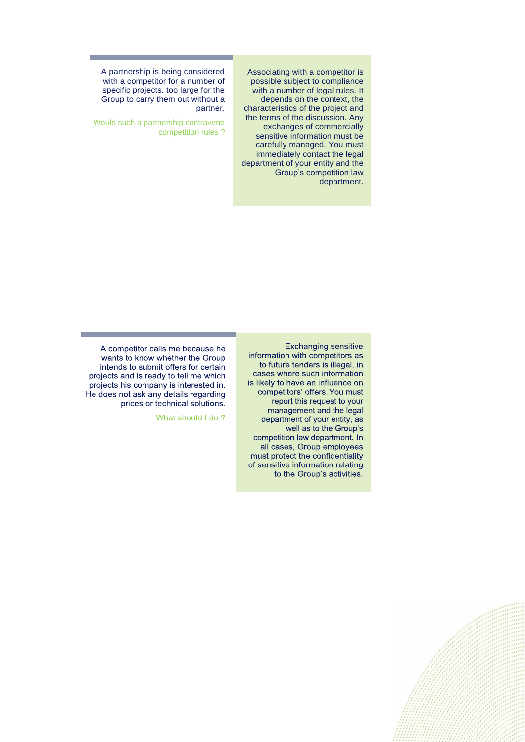A partnership is being considered with a competitor for a number of specific projects, too large for the Group to carry them out without a partner.

*Would such a partnership contravene competition rules ?*

Associating with a competitor is possible subject to compliance with a number of legal rules. It depends on the context, the characteristics of the project and the terms of the discussion. Any exchanges of commercially sensitive information must be carefully managed. You must immediately contact the legal department of your entity and the Group's competition law department.

---

A competitor calls me because he wants to know whether the Group intends to submit offers for certain projects and is ready to tell me which projects his company is interested in. He does not ask any details regarding prices or technical solutions.

*What should I do ?*

Exchanging sensitive information with competitors as to future tenders is illegal, in cases where such information is likely to have an influence on competitors' offers. You must report this request to your management and the legal department of your entity, as well as to the Group's competition law department. In all cases, Group employees must protect the confidentiality of sensitive information relating to the Group's activities.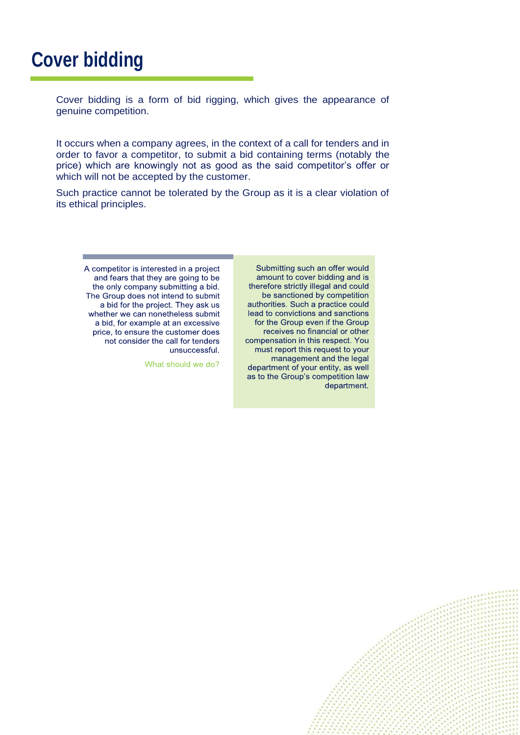# Cover bidding

Cover bidding is a form of bid rigging, which gives the appearance of genuine competition.

It occurs when a company agrees, in the context of a call for tenders and in order to favor a competitor, to submit a bid containing terms (notably the price) which are knowingly not as good as the said competitor's offer or which will not be accepted by the customer.

Such practice cannot be tolerated by the Group as it is a clear violation of its ethical principles.

A competitor is interested in a project and fears that they are going to be the only company submitting a bid. The Group does not intend to submit a bid for the project. They ask us whether we can nonetheless submit a bid, for example at an excessive price, to ensure the customer does not consider the call for tenders unsuccessful.

What should we do?

Submitting such an offer would amount to cover bidding and is therefore strictly illegal and could be sanctioned by competition authorities. Such a practice could lead to convictions and sanctions for the Group even if the Group receives no financial or other compensation in this respect. You must report this request to your management and the legal department of your entity, as well as to the Group's competition law department.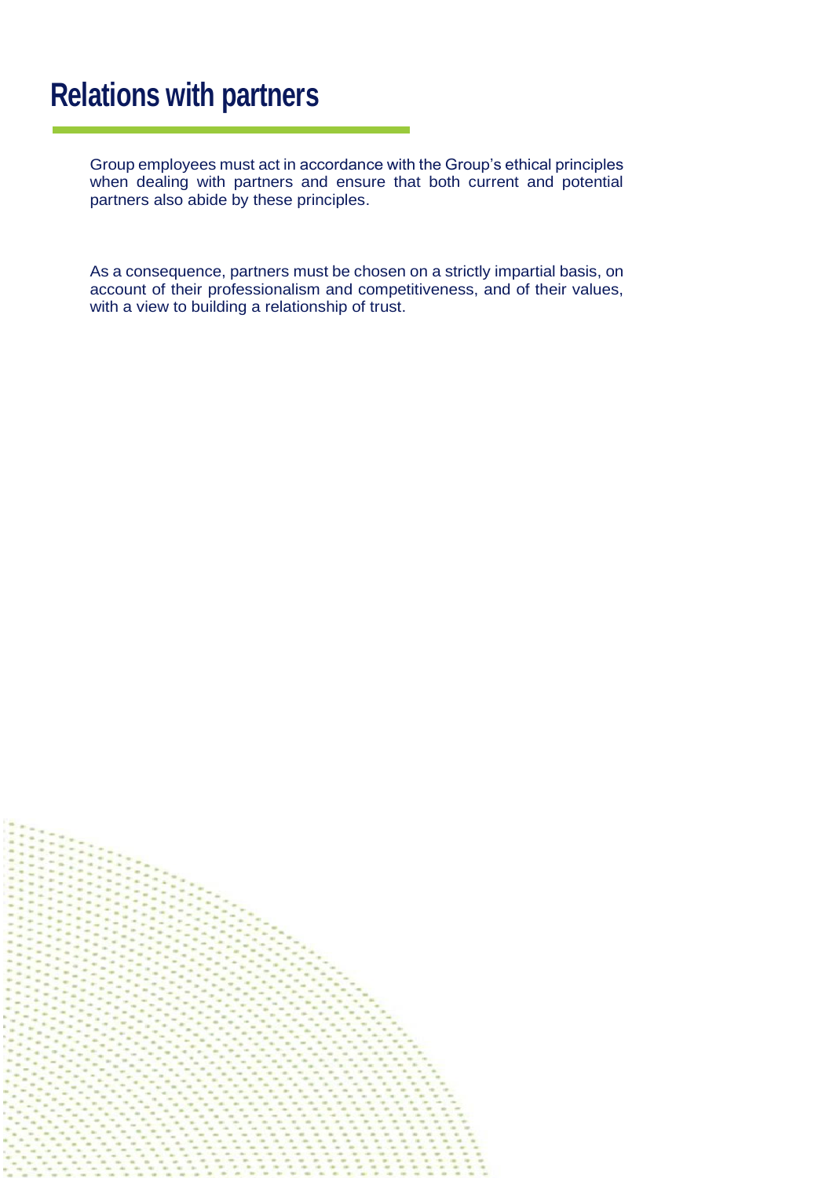# Relations with partners

Group employees must act in accordance with the Group's ethical principles when dealing with partners and ensure that both current and potential partners also abide by these principles.

As a consequence, partners must be chosen on a strictly impartial basis, on account of their professionalism and competitiveness, and of their values, with a view to building a relationship of trust.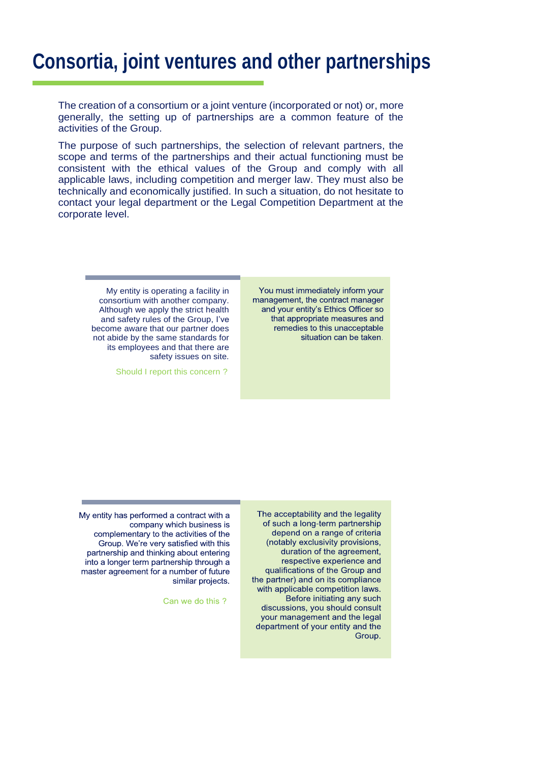# Consortia, joint ventures and other partnerships

The creation of a consortium or a joint venture (incorporated or not) or, more generally, the setting up of partnerships are a common feature of the activities of the Group.

The purpose of such partnerships, the selection of relevant partners, the scope and terms of the partnerships and their actual functioning must be consistent with the ethical values of the Group and comply with all applicable laws, including competition and merger law. They must also be technically and economically justified. In such a situation, do not hesitate to contact your legal department or the Legal Competition Department at the corporate level.

My entity is operating a facility in consortium with another company. Although we apply the strict health and safety rules of the Group, I've become aware that our partner does not abide by the same standards for its employees and that there are safety issues on site.

Should I report this concern ?

You must immediately inform your management, the contract manager and your entity's Ethics Officer so that appropriate measures and remedies to this unacceptable situation can be taken.

My entity has performed a contract with a company which business is complementary to the activities of the Group. We're very satisfied with this partnership and thinking about entering into a longer term partnership through a master agreement for a number of future similar projects.

Can we do this ?

The acceptability and the legality of such a long-term partnership depend on a range of criteria (notably exclusivity provisions, duration of the agreement, respective experience and qualifications of the Group and the partner) and on its compliance with applicable competition laws. Before initiating any such discussions, you should consult your management and the legal department of your entity and the Group.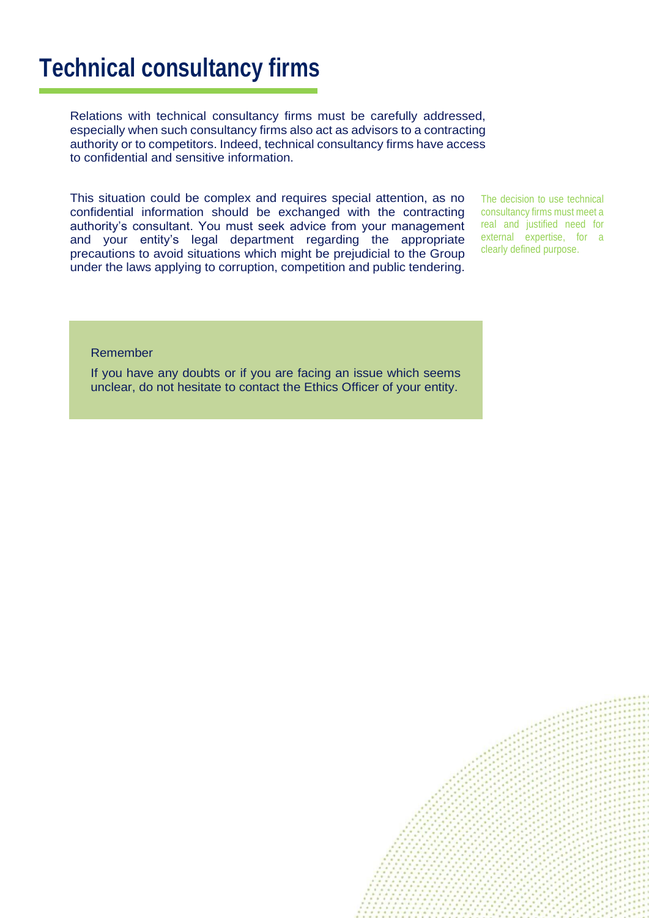# Technical consultancy firms

Relations with technical consultancy firms must be carefully addressed, especially when such consultancy firms also act as advisors to a contracting authority or to competitors. Indeed, technical consultancy firms have access to confidential and sensitive information.

This situation could be complex and requires special attention, as no confidential information should be exchanged with the contracting authority's consultant. You must seek advice from your management and your entity's legal department regarding the appropriate precautions to avoid situations which might be prejudicial to the Group under the laws applying to corruption, competition and public tendering.

The decision to use technical consultancy firms must meet a real and justified need for external expertise, for a clearly defined purpose.

Remember

If you have any doubts or if you are facing an issue which seems unclear, do not hesitate to contact the Ethics Officer of your entity.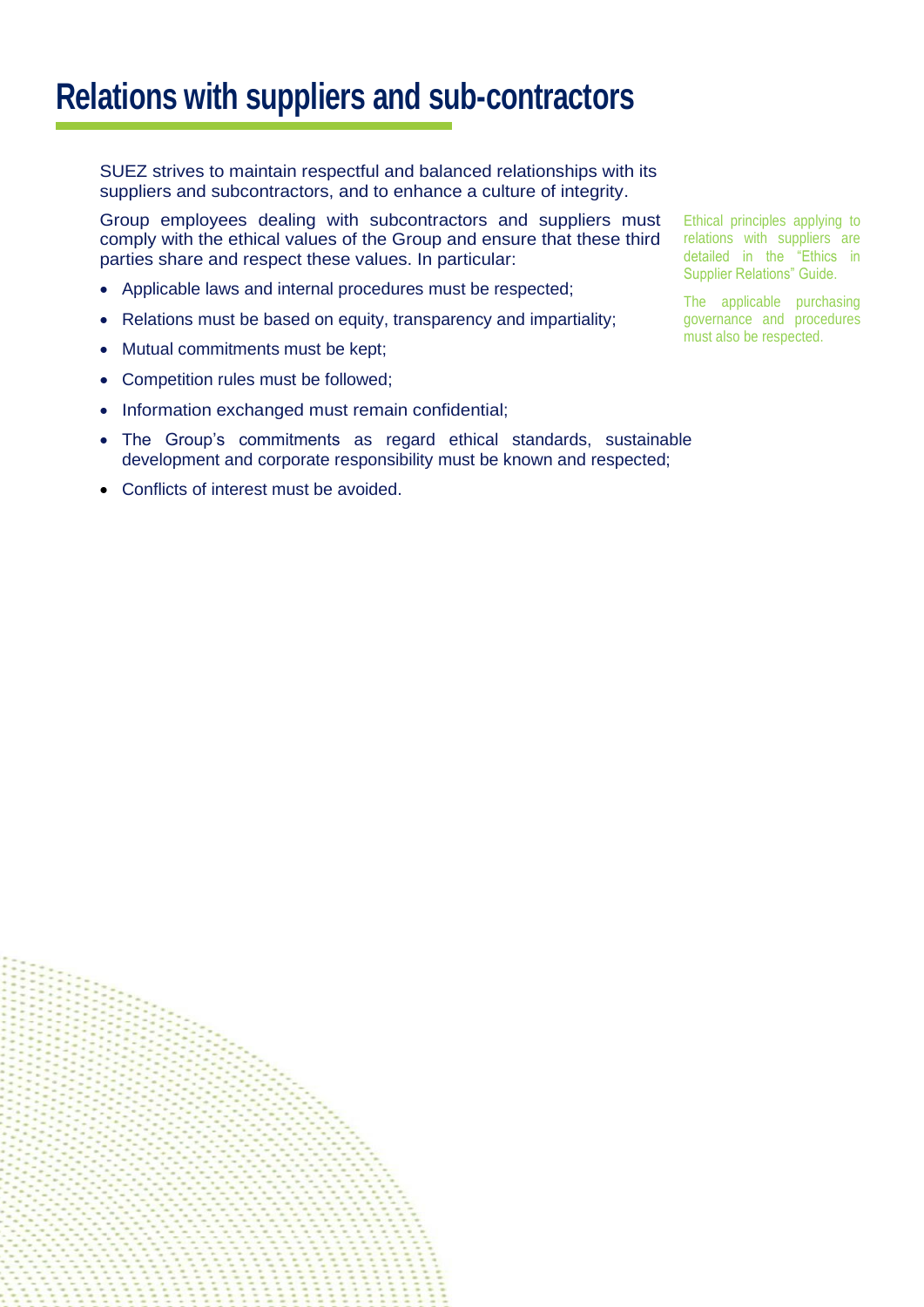# Relations with suppliers and sub-contractors

SUEZ strives to maintain respectful and balanced relationships with its suppliers and subcontractors, and to enhance a culture of integrity.

Group employees dealing with subcontractors and suppliers must comply with the ethical values of the Group and ensure that these third parties share and respect these values. In particular:

- Applicable laws and internal procedures must be respected;
- Relations must be based on equity, transparency and impartiality;
- Mutual commitments must be kept;
- Competition rules must be followed;
- Information exchanged must remain confidential;
- The Group's commitments as regard ethical standards, sustainable development and corporate responsibility must be known and respected;
- Conflicts of interest must be avoided.

Ethical principles applying to relations with suppliers are detailed in the "Ethics in Supplier Relations" Guide.

The applicable purchasing governance and procedures must also be respected.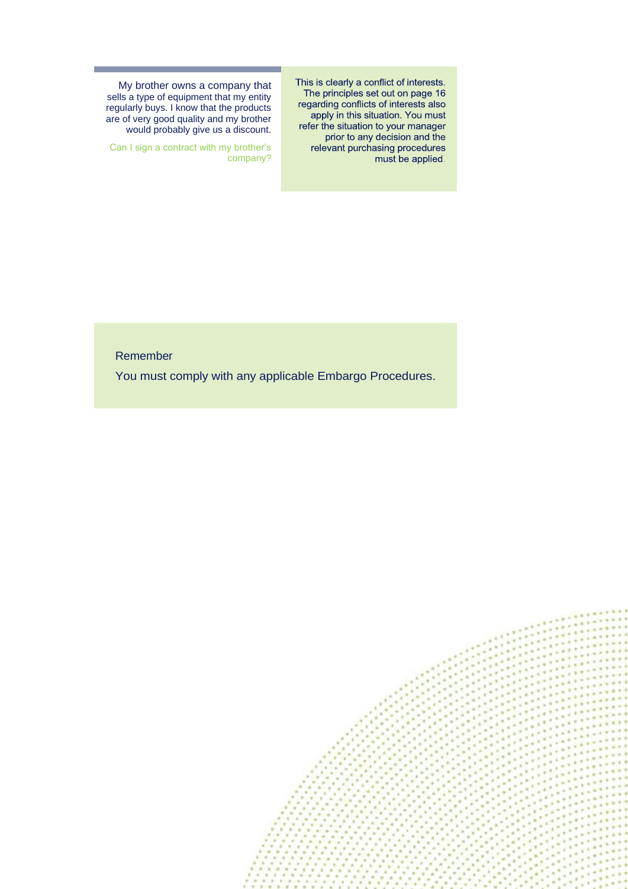My brother owns a company that sells a type of equipment that my entity regularly buys. I know that the products are of very good quality and my brother would probably give us a discount.

Can I sign a contract with my brother's company?

This is clearly a conflict of interests. The principles set out on page 16 regarding conflicts of interests also apply in this situation. You must refer the situation to your manager prior to any decision and the relevant purchasing procedures must be applied.

Remember

You must comply with any applicable Embargo Procedures.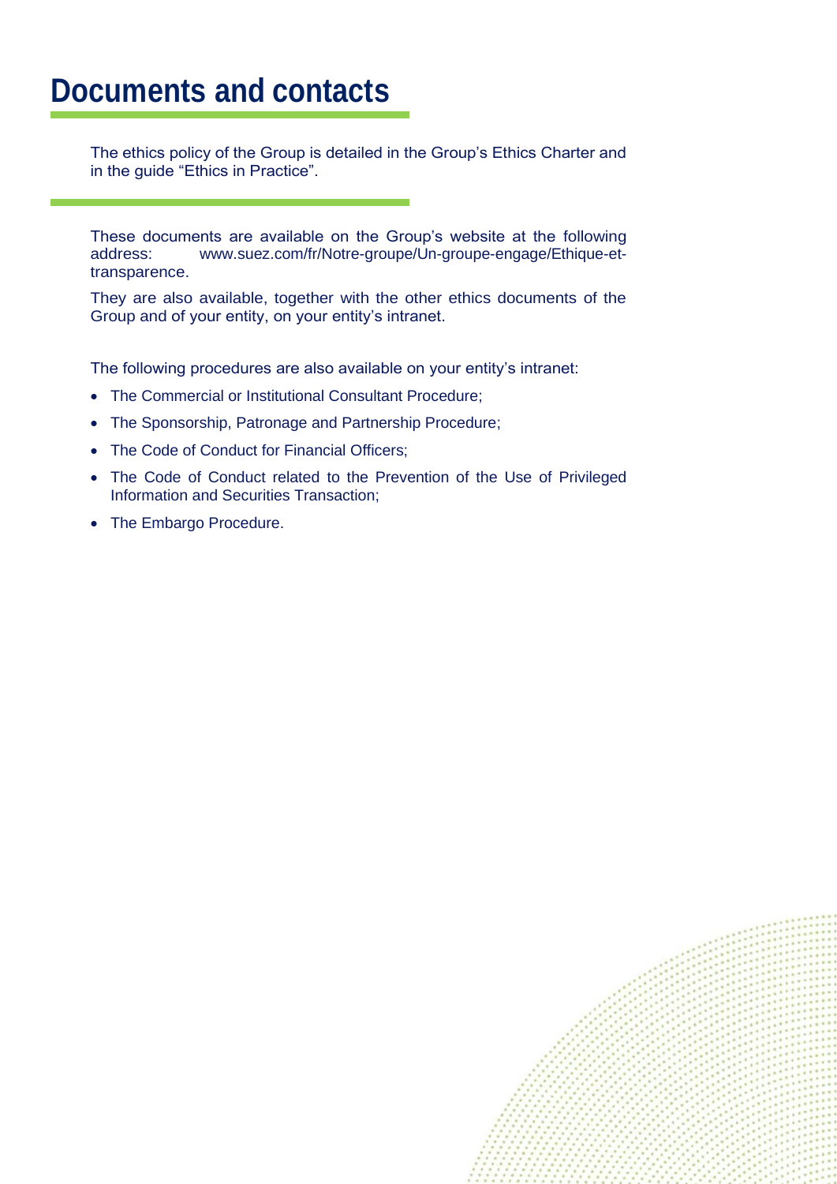# Documents and contacts

The ethics policy of the Group is detailed in the Group's Ethics Charter and in the guide "Ethics in Practice".

These documents are available on the Group's website at the following address: www.suez.com/fr/Notre-groupe/Un-groupe-engage/Ethique-et-transparence.

They are also available, together with the other ethics documents of the Group and of your entity, on your entity's intranet.

The following procedures are also available on your entity's intranet:

- The Commercial or Institutional Consultant Procedure;
- The Sponsorship, Patronage and Partnership Procedure;
- The Code of Conduct for Financial Officers;
- The Code of Conduct related to the Prevention of the Use of Privileged Information and Securities Transaction;
- The Embargo Procedure.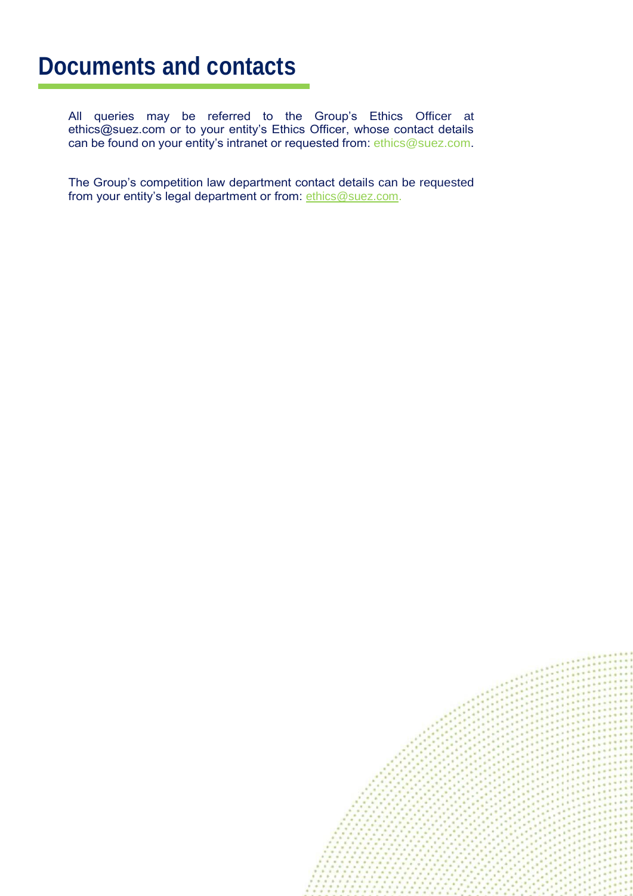# Documents and contacts

All queries may be referred to the Group's Ethics Officer at ethics@suez.com or to your entity's Ethics Officer, whose contact details can be found on your entity's intranet or requested from: ethics@suez.com.

The Group's competition law department contact details can be requested from your entity's legal department or from: ethics@suez.com.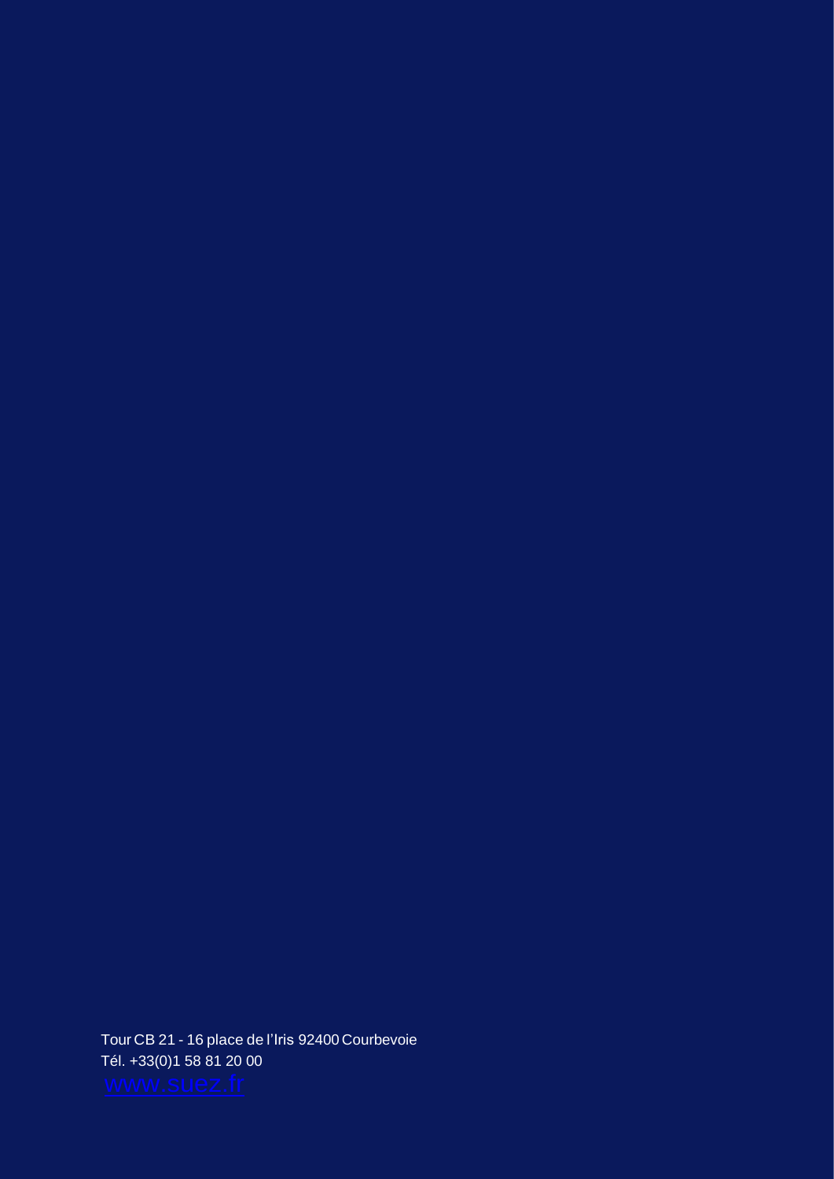Tour CB 21 - 16 place de l'Iris 92400 Courbevoie
Tél. +33(0)1 58 81 20 00
www.suez.fr